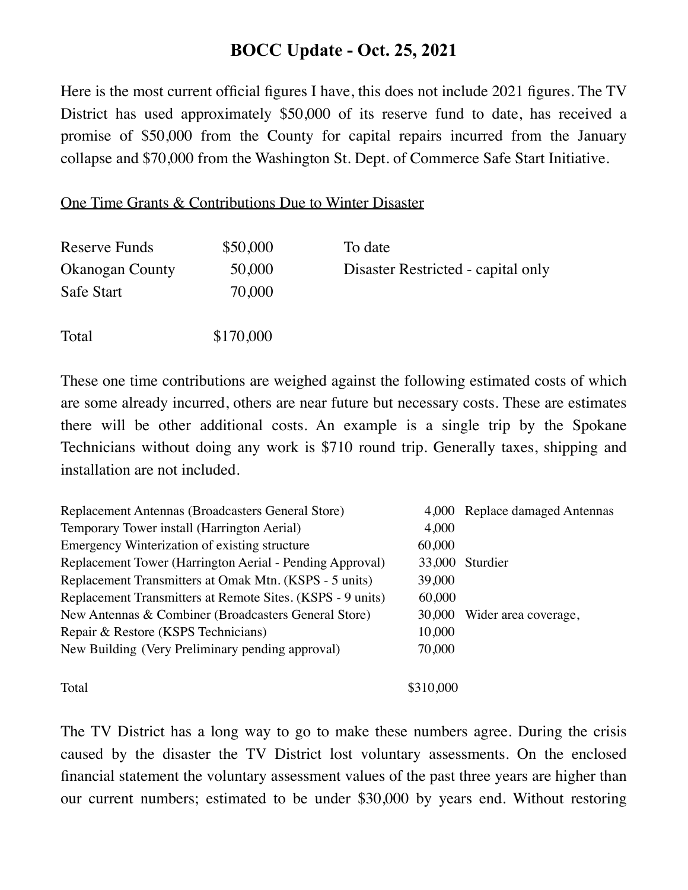# BOCC Update - Oct. 25, 2021

Here is the most current official figures I have, this does not include 2021 figures. The TV District has used approximately $50,000 of its reserve fund to date, has received a promise of $50,000 from the County for capital repairs incurred from the January collapse and $70,000 from the Washington St. Dept. of Commerce Safe Start Initiative.

<u>One Time Grants & Contributions Due to Winter Disaster</u>

| | | |
|---|---|---|
| Reserve Funds | $50,000 | To date |
| Okanogan County | 50,000 | Disaster Restricted - capital only |
| Safe Start | 70,000 | |
| Total | $170,000 | |

These one time contributions are weighed against the following estimated costs of which are some already incurred, others are near future but necessary costs. These are estimates there will be other additional costs. An example is a single trip by the Spokane Technicians without doing any work is $710 round trip. Generally taxes, shipping and installation are not included.

| | | |
|---|---|---|
| Replacement Antennas (Broadcasters General Store) | 4,000 | Replace damaged Antennas |
| Temporary Tower install (Harrington Aerial) | 4,000 | |
| Emergency Winterization of existing structure | 60,000 | |
| Replacement Tower (Harrington Aerial - Pending Approval) | 33,000 | Sturdier |
| Replacement Transmitters at Omak Mtn. (KSPS - 5 units) | 39,000 | |
| Replacement Transmitters at Remote Sites. (KSPS - 9 units) | 60,000 | |
| New Antennas & Combiner (Broadcasters General Store) | 30,000 | Wider area coverage, |
| Repair & Restore (KSPS Technicians) | 10,000 | |
| New Building (Very Preliminary pending approval) | 70,000 | |
| Total | $310,000 | |

The TV District has a long way to go to make these numbers agree. During the crisis caused by the disaster the TV District lost voluntary assessments. On the enclosed financial statement the voluntary assessment values of the past three years are higher than our current numbers; estimated to be under $30,000 by years end. Without restoring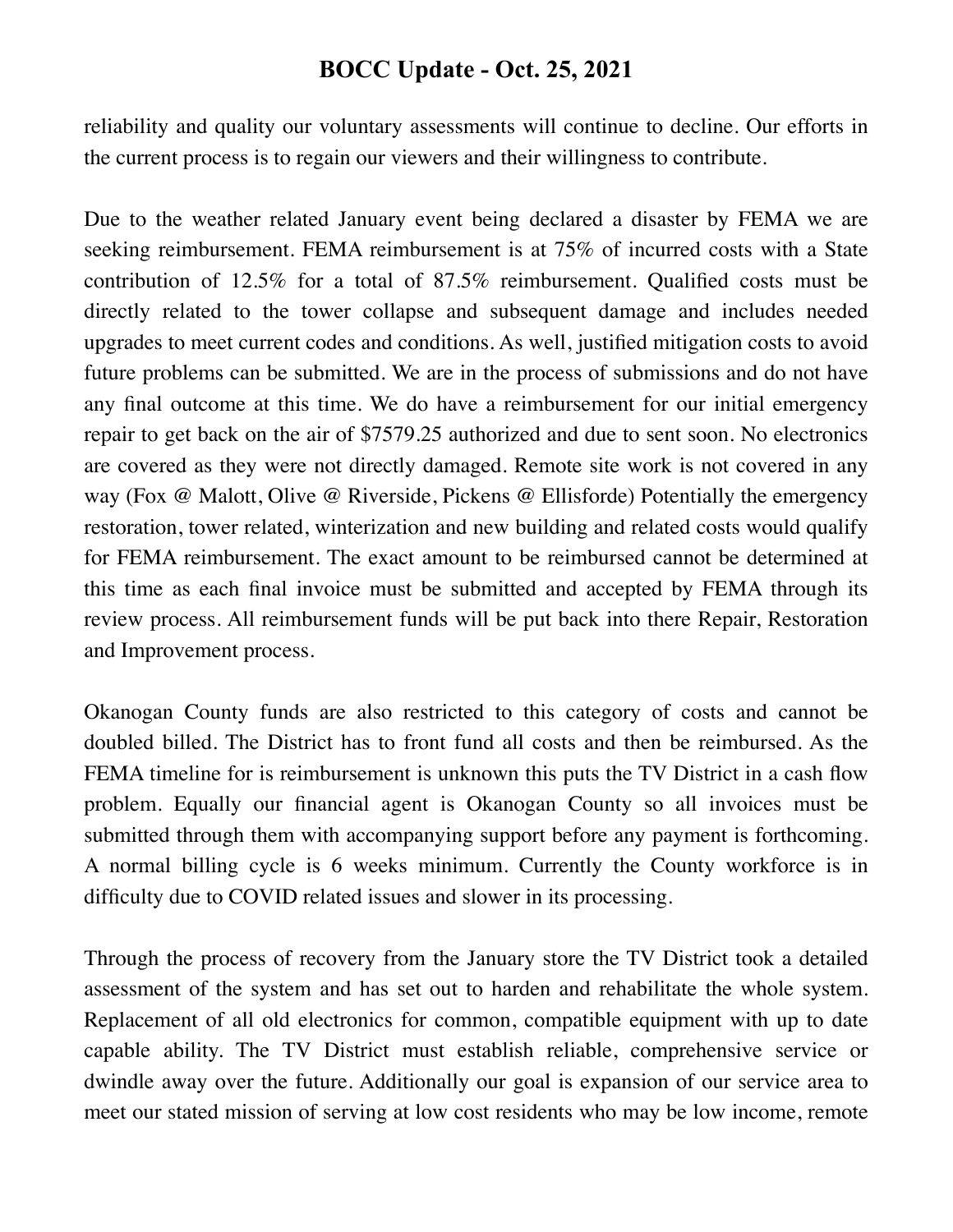reliability and quality our voluntary assessments will continue to decline. Our efforts in the current process is to regain our viewers and their willingness to contribute.

Due to the weather related January event being declared a disaster by FEMA we are seeking reimbursement. FEMA reimbursement is at 75% of incurred costs with a State contribution of 12.5% for a total of 87.5% reimbursement. Qualified costs must be directly related to the tower collapse and subsequent damage and includes needed upgrades to meet current codes and conditions. As well, justified mitigation costs to avoid future problems can be submitted. We are in the process of submissions and do not have any final outcome at this time. We do have a reimbursement for our initial emergency repair to get back on the air of $7579.25 authorized and due to sent soon. No electronics are covered as they were not directly damaged. Remote site work is not covered in any way (Fox @ Malott, Olive @ Riverside, Pickens @ Ellisforde) Potentially the emergency restoration, tower related, winterization and new building and related costs would qualify for FEMA reimbursement. The exact amount to be reimbursed cannot be determined at this time as each final invoice must be submitted and accepted by FEMA through its review process. All reimbursement funds will be put back into there Repair, Restoration and Improvement process.

Okanogan County funds are also restricted to this category of costs and cannot be doubled billed. The District has to front fund all costs and then be reimbursed. As the FEMA timeline for is reimbursement is unknown this puts the TV District in a cash flow problem. Equally our financial agent is Okanogan County so all invoices must be submitted through them with accompanying support before any payment is forthcoming. A normal billing cycle is 6 weeks minimum. Currently the County workforce is in difficulty due to COVID related issues and slower in its processing.

Through the process of recovery from the January store the TV District took a detailed assessment of the system and has set out to harden and rehabilitate the whole system. Replacement of all old electronics for common, compatible equipment with up to date capable ability. The TV District must establish reliable, comprehensive service or dwindle away over the future. Additionally our goal is expansion of our service area to meet our stated mission of serving at low cost residents who may be low income, remote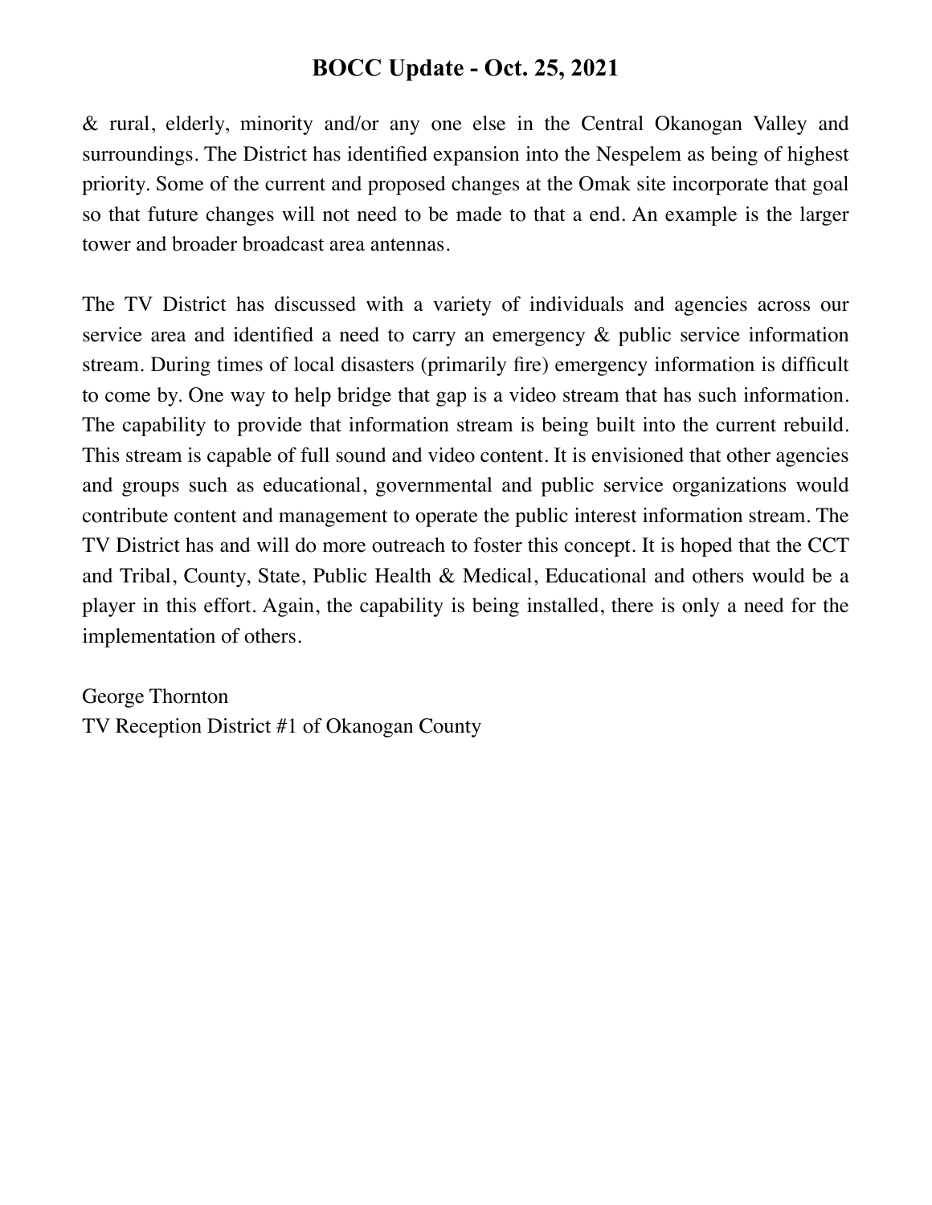& rural, elderly, minority and/or any one else in the Central Okanogan Valley and surroundings. The District has identified expansion into the Nespelem as being of highest priority. Some of the current and proposed changes at the Omak site incorporate that goal so that future changes will not need to be made to that a end. An example is the larger tower and broader broadcast area antennas.

The TV District has discussed with a variety of individuals and agencies across our service area and identified a need to carry an emergency & public service information stream. During times of local disasters (primarily fire) emergency information is difficult to come by. One way to help bridge that gap is a video stream that has such information. The capability to provide that information stream is being built into the current rebuild. This stream is capable of full sound and video content. It is envisioned that other agencies and groups such as educational, governmental and public service organizations would contribute content and management to operate the public interest information stream. The TV District has and will do more outreach to foster this concept. It is hoped that the CCT and Tribal, County, State, Public Health & Medical, Educational and others would be a player in this effort. Again, the capability is being installed, there is only a need for the implementation of others.

George Thornton
TV Reception District #1 of Okanogan County